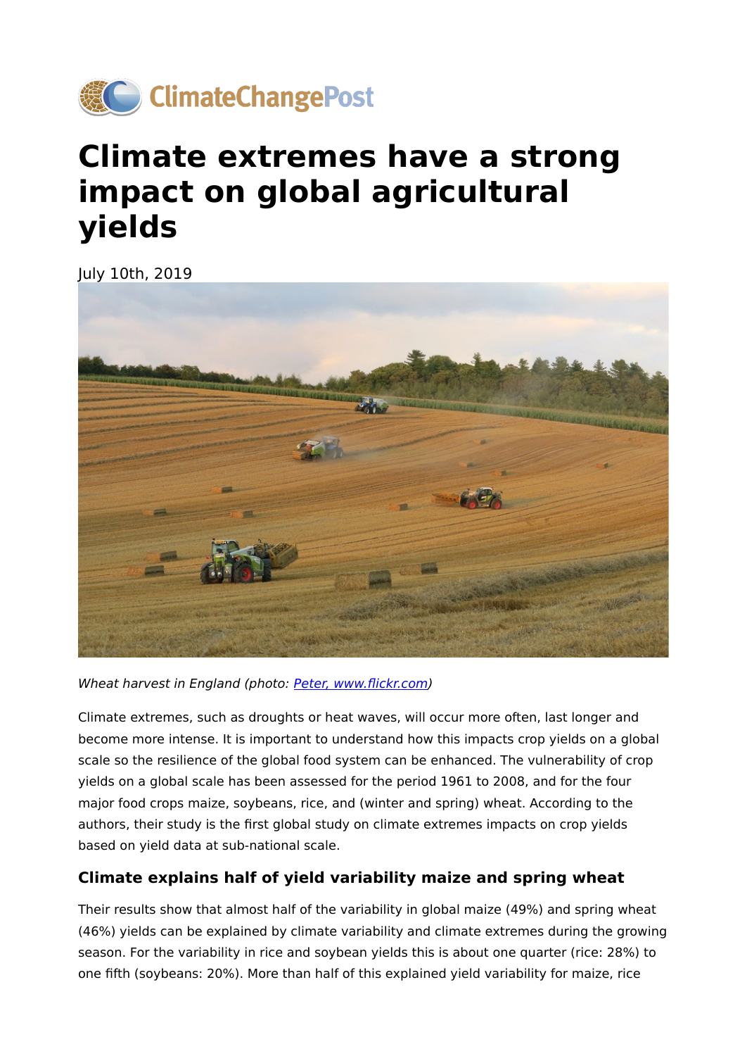# Climate extremes have a strong impact on global agricultural yields

July 10th, 2019

*Wheat harvest in England (photo: [Peter, www.flickr.com](www.flickr.com))*

Climate extremes, such as droughts or heat waves, will occur more often, last longer and become more intense. It is important to understand how this impacts crop yields on a global scale so the resilience of the global food system can be enhanced. The vulnerability of crop yields on a global scale has been assessed for the period 1961 to 2008, and for the four major food crops maize, soybeans, rice, and (winter and spring) wheat. According to the authors, their study is the first global study on climate extremes impacts on crop yields based on yield data at sub-national scale.

### Climate explains half of yield variability maize and spring wheat

Their results show that almost half of the variability in global maize (49%) and spring wheat (46%) yields can be explained by climate variability and climate extremes during the growing season. For the variability in rice and soybean yields this is about one quarter (rice: 28%) to one fifth (soybeans: 20%). More than half of this explained yield variability for maize, rice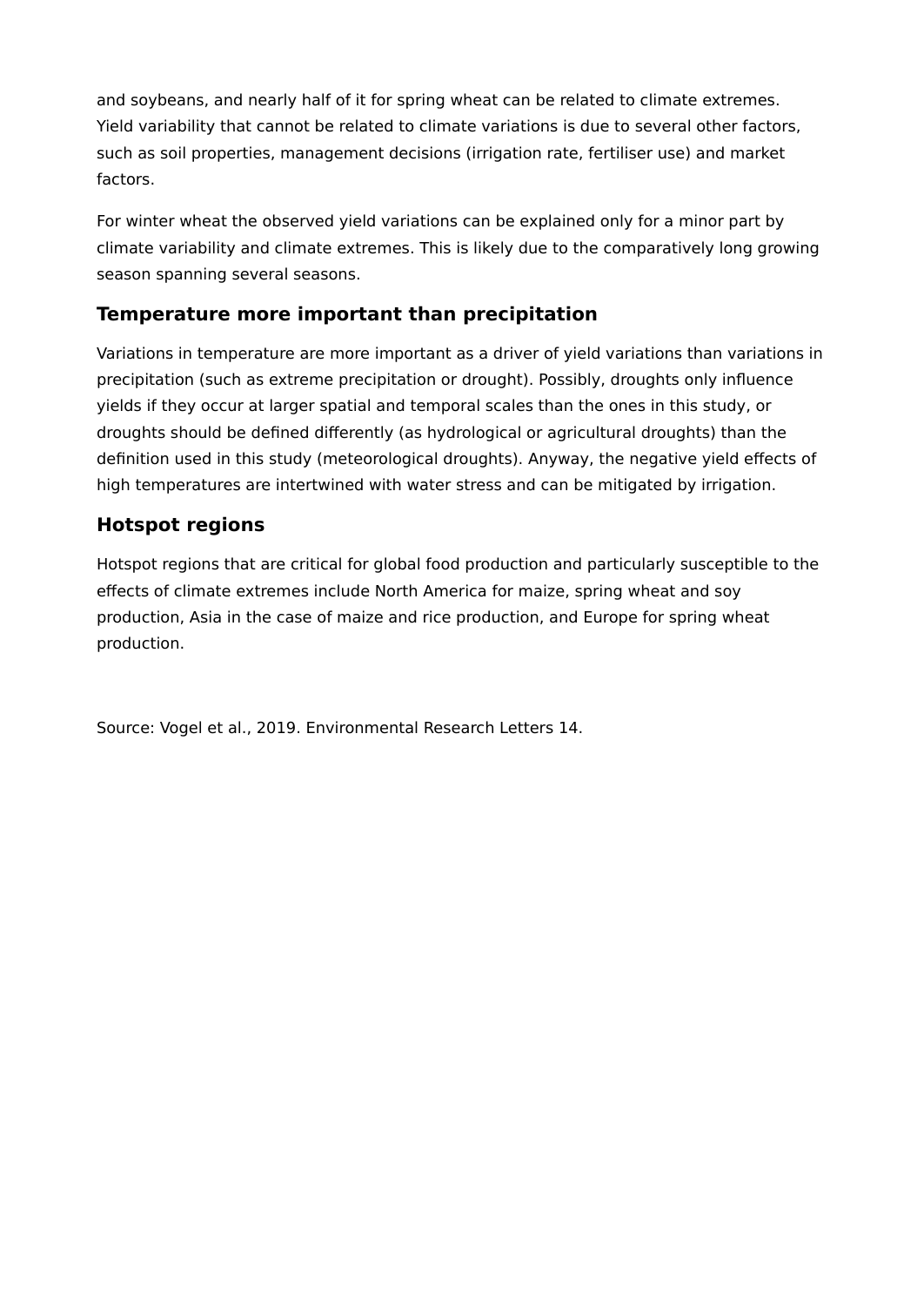and soybeans, and nearly half of it for spring wheat can be related to climate extremes. Yield variability that cannot be related to climate variations is due to several other factors, such as soil properties, management decisions (irrigation rate, fertiliser use) and market factors.

For winter wheat the observed yield variations can be explained only for a minor part by climate variability and climate extremes. This is likely due to the comparatively long growing season spanning several seasons.

## Temperature more important than precipitation

Variations in temperature are more important as a driver of yield variations than variations in precipitation (such as extreme precipitation or drought). Possibly, droughts only influence yields if they occur at larger spatial and temporal scales than the ones in this study, or droughts should be defined differently (as hydrological or agricultural droughts) than the definition used in this study (meteorological droughts). Anyway, the negative yield effects of high temperatures are intertwined with water stress and can be mitigated by irrigation.

## Hotspot regions

Hotspot regions that are critical for global food production and particularly susceptible to the effects of climate extremes include North America for maize, spring wheat and soy production, Asia in the case of maize and rice production, and Europe for spring wheat production.

Source: Vogel et al., 2019. Environmental Research Letters 14.